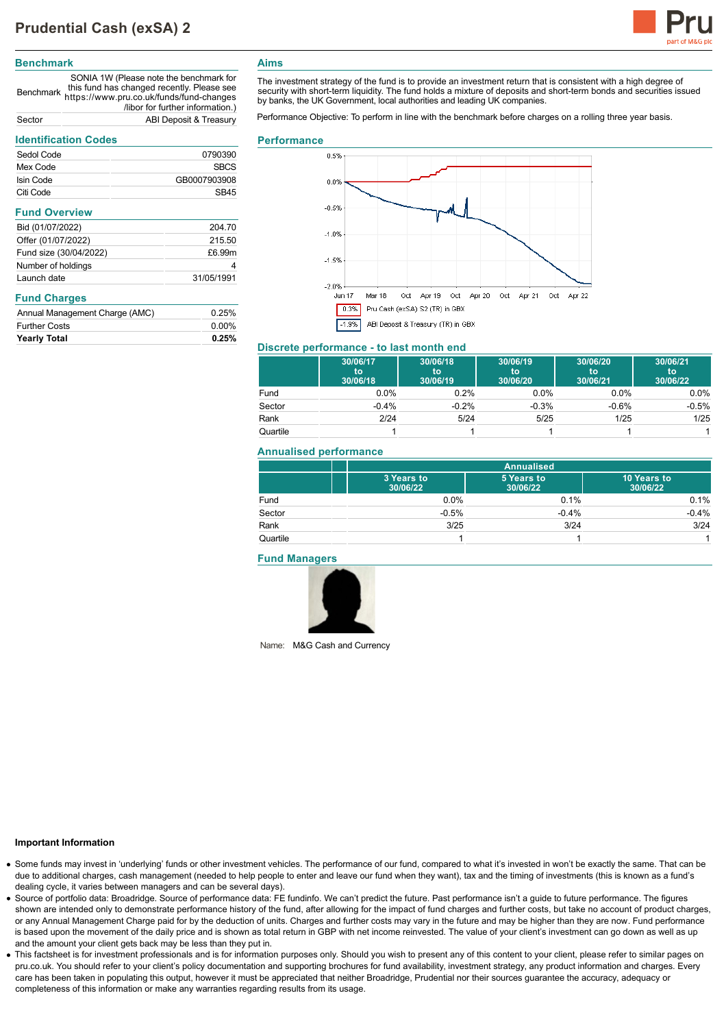# Prudential Cash (exSA) 2

## Benchmark

| | |
|---|---|
| Benchmark | SONIA 1W (Please note the benchmark for this fund has changed recently. Please see https://www.pru.co.uk/funds/fund-changes /libor for further information.) |
| Sector | ABI Deposit & Treasury |

## Identification Codes

| | |
|---|---|
| Sedol Code | 0790390 |
| Mex Code | SBCS |
| Isin Code | GB0007903908 |
| Citi Code | SB45 |

## Fund Overview

| | |
|---|---|
| Bid (01/07/2022) | 204.70 |
| Offer (01/07/2022) | 215.50 |
| Fund size (30/04/2022) | £6.99m |
| Number of holdings | 4 |
| Launch date | 31/05/1991 |

## Fund Charges

| | |
|---|---|
| Annual Management Charge (AMC) | 0.25% |
| Further Costs | 0.00% |
| **Yearly Total** | **0.25%** |

## Aims

The investment strategy of the fund is to provide an investment return that is consistent with a high degree of security with short-term liquidity. The fund holds a mixture of deposits and short-term bonds and securities issued by banks, the UK Government, local authorities and leading UK companies.

Performance Objective: To perform in line with the benchmark before charges on a rolling three year basis.

## Performance

0.3% Pru Cash (exSA) S2 (TR) in GBX

-1.9% ABI Deposit & Treasury (TR) in GBX

## Discrete performance - to last month end

| | 30/06/17 to 30/06/18 | 30/06/18 to 30/06/19 | 30/06/19 to 30/06/20 | 30/06/20 to 30/06/21 | 30/06/21 to 30/06/22 |
|---|---|---|---|---|---|
| Fund | 0.0% | 0.2% | 0.0% | 0.0% | 0.0% |
| Sector | -0.4% | -0.2% | -0.3% | -0.6% | -0.5% |
| Rank | 2/24 | 5/24 | 5/25 | 1/25 | 1/25 |
| Quartile | 1 | 1 | 1 | 1 | 1 |

## Annualised performance

| | Annualised | | |
|---|---|---|---|
| | 3 Years to 30/06/22 | 5 Years to 30/06/22 | 10 Years to 30/06/22 |
| Fund | 0.0% | 0.1% | 0.1% |
| Sector | -0.5% | -0.4% | -0.4% |
| Rank | 3/25 | 3/24 | 3/24 |
| Quartile | 1 | 1 | 1 |

## Fund Managers

Name: M&G Cash and Currency

### Important Information

- Some funds may invest in 'underlying' funds or other investment vehicles. The performance of our fund, compared to what it's invested in won't be exactly the same. That can be due to additional charges, cash management (needed to help people to enter and leave our fund when they want), tax and the timing of investments (this is known as a fund's dealing cycle, it varies between managers and can be several days).
- Source of portfolio data: Broadridge. Source of performance data: FE fundinfo. We can't predict the future. Past performance isn't a guide to future performance. The figures shown are intended only to demonstrate performance history of the fund, after allowing for the impact of fund charges and further costs, but take no account of product charges, or any Annual Management Charge paid for by the deduction of units. Charges and further costs may vary in the future and may be higher than they are now. Fund performance is based upon the movement of the daily price and is shown as total return in GBP with net income reinvested. The value of your client's investment can go down as well as up and the amount your client gets back may be less than they put in.
- This factsheet is for investment professionals and is for information purposes only. Should you wish to present any of this content to your client, please refer to similar pages on pru.co.uk. You should refer to your client's policy documentation and supporting brochures for fund availability, investment strategy, any product information and charges. Every care has been taken in populating this output, however it must be appreciated that neither Broadridge, Prudential nor their sources guarantee the accuracy, adequacy or completeness of this information or make any warranties regarding results from its usage.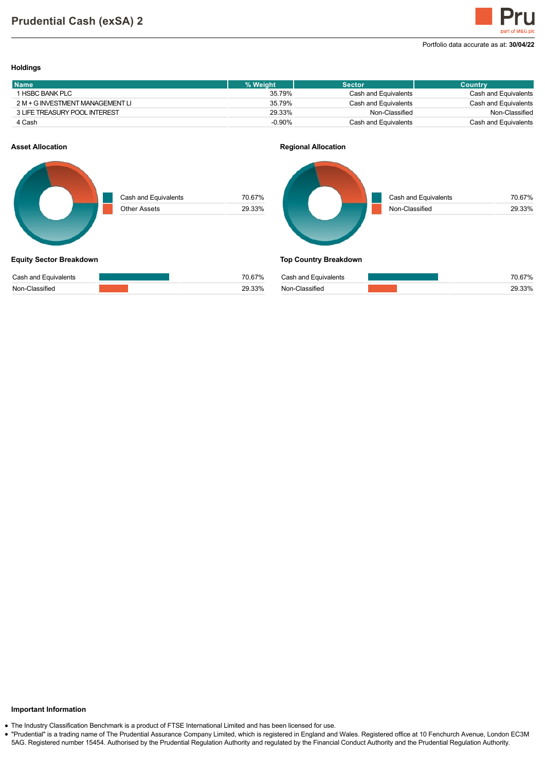# Prudential Cash (exSA) 2

Portfolio data accurate as at: **30/04/22**

## Holdings

| Name | % Weight | Sector | Country |
|---|---|---|---|
| 1 HSBC BANK PLC | 35.79% | Cash and Equivalents | Cash and Equivalents |
| 2 M + G INVESTMENT MANAGEMENT LI | 35.79% | Cash and Equivalents | Cash and Equivalents |
| 3 LIFE TREASURY POOL INTEREST | 29.33% | Non-Classified | Non-Classified |
| 4 Cash | -0.90% | Cash and Equivalents | Cash and Equivalents |

## Asset Allocation

Cash and Equivalents 70.67%
Other Assets 29.33%

## Regional Allocation

Cash and Equivalents 70.67%
Non-Classified 29.33%

## Equity Sector Breakdown

Cash and Equivalents 70.67%
Non-Classified 29.33%

## Top Country Breakdown

Cash and Equivalents 70.67%
Non-Classified 29.33%

### Important Information

- The Industry Classification Benchmark is a product of FTSE International Limited and has been licensed for use.
- "Prudential" is a trading name of The Prudential Assurance Company Limited, which is registered in England and Wales. Registered office at 10 Fenchurch Avenue, London EC3M 5AG. Registered number 15454. Authorised by the Prudential Regulation Authority and regulated by the Financial Conduct Authority and the Prudential Regulation Authority.